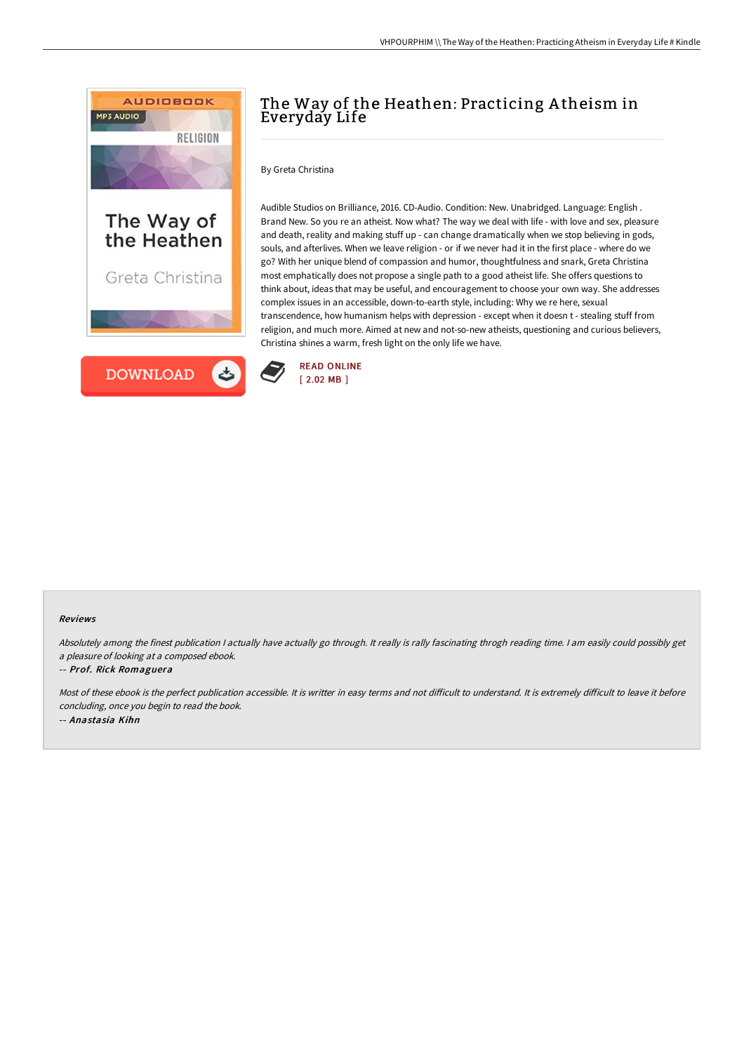# The Way of the Heathen: Practicing Atheism in Everyday Life

By Greta Christina

Audible Studios on Brilliance, 2016. CD-Audio. Condition: New. Unabridged. Language: English . Brand New. So you re an atheist. Now what? The way we deal with life - with love and sex, pleasure and death, reality and making stuff up - can change dramatically when we stop believing in gods, souls, and afterlives. When we leave religion - or if we never had it in the first place - where do we go? With her unique blend of compassion and humor, thoughtfulness and snark, Greta Christina most emphatically does not propose a single path to a good atheist life. She offers questions to think about, ideas that may be useful, and encouragement to choose your own way. She addresses complex issues in an accessible, down-to-earth style, including: Why we re here, sexual transcendence, how humanism helps with depression - except when it doesn t - stealing stuff from religion, and much more. Aimed at new and not-so-new atheists, questioning and curious believers, Christina shines a warm, fresh light on the only life we have.

DOWNLOAD

READ ONLINE
[ 2.02 MB ]

#### Reviews

*Absolutely among the finest publication I actually have actually go through. It really is rally fascinating throgh reading time. I am easily could possibly get a pleasure of looking at a composed ebook.*

-- ***Prof. Rick Romaguera***

*Most of these ebook is the perfect publication accessible. It is writter in easy terms and not difficult to understand. It is extremely difficult to leave it before concluding, once you begin to read the book.*

-- ***Anastasia Kihn***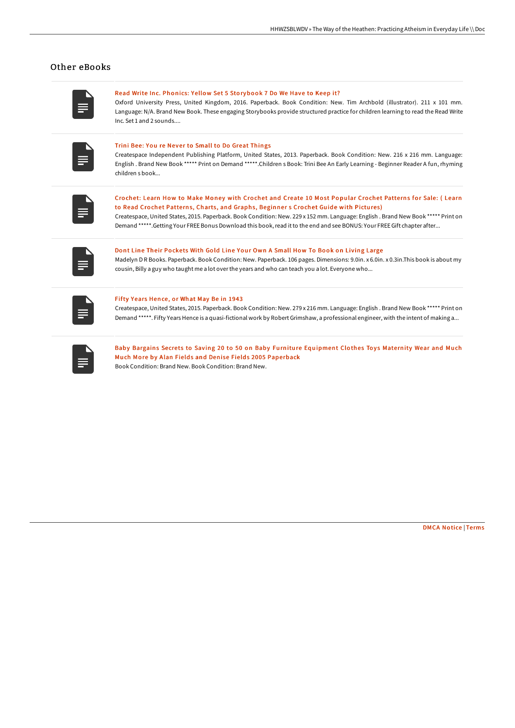## Other eBooks

### Read Write Inc. Phonics: Yellow Set 5 Storybook 7 Do We Have to Keep it?

Oxford University Press, United Kingdom, 2016. Paperback. Book Condition: New. Tim Archbold (illustrator). 211 x 101 mm. Language: N/A. Brand New Book. These engaging Storybooks provide structured practice for children learning to read the Read Write Inc. Set 1 and 2 sounds....

### Trini Bee: You re Never to Small to Do Great Things

Createspace Independent Publishing Platform, United States, 2013. Paperback. Book Condition: New. 216 x 216 mm. Language: English . Brand New Book ***** Print on Demand *****.Children s Book: Trini Bee An Early Learning - Beginner Reader A fun, rhyming children s book...

### Crochet: Learn How to Make Money with Crochet and Create 10 Most Popular Crochet Patterns for Sale: ( Learn to Read Crochet Patterns, Charts, and Graphs, Beginner s Crochet Guide with Pictures)

Createspace, United States, 2015. Paperback. Book Condition: New. 229 x 152 mm. Language: English . Brand New Book ***** Print on Demand *****.Getting Your FREE Bonus Download this book, read it to the end and see BONUS: Your FREE Gift chapter after...

### Dont Line Their Pockets With Gold Line Your Own A Small How To Book on Living Large

Madelyn D R Books. Paperback. Book Condition: New. Paperback. 106 pages. Dimensions: 9.0in. x 6.0in. x 0.3in.This book is about my cousin, Billy a guy who taught me a lot over the years and who can teach you a lot. Everyone who...

### Fifty Years Hence, or What May Be in 1943

Createspace, United States, 2015. Paperback. Book Condition: New. 279 x 216 mm. Language: English . Brand New Book ***** Print on Demand *****. Fifty Years Hence is a quasi-fictional work by Robert Grimshaw, a professional engineer, with the intent of making a...

### Baby Bargains Secrets to Saving 20 to 50 on Baby Furniture Equipment Clothes Toys Maternity Wear and Much Much More by Alan Fields and Denise Fields 2005 Paperback

Book Condition: Brand New. Book Condition: Brand New.